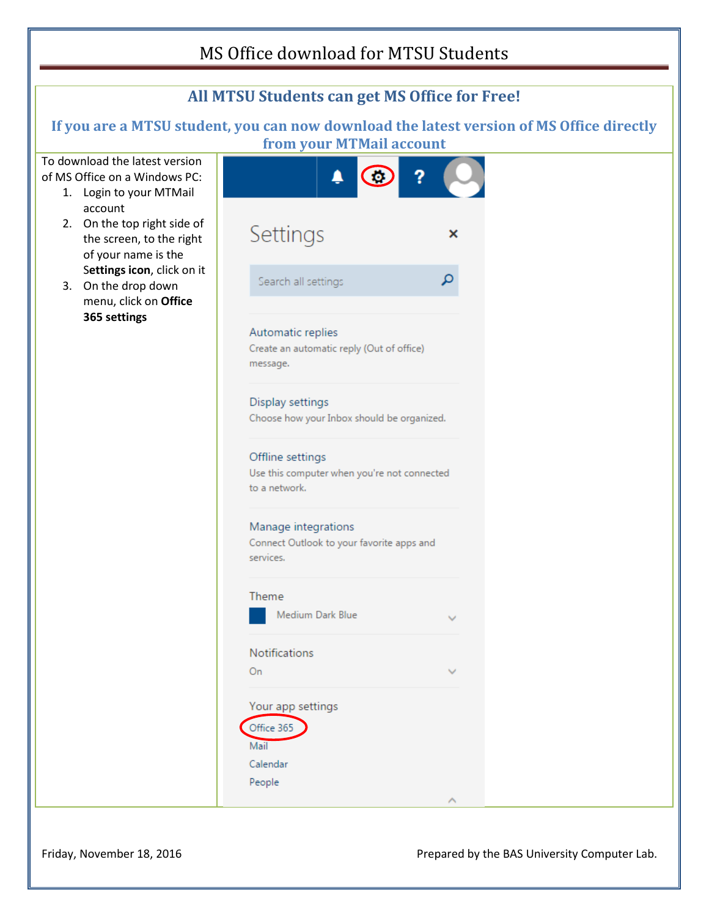# MS Office download for MTSU Students

## All MTSU Students can get MS Office for Free!

**If you are a MTSU student, you can now download the latest version of MS Office directly from your MTMail account**

To download the latest version of MS Office on a Windows PC:

1. Login to your MTMail account
2. On the top right side of the screen, to the right of your name is the **Settings icon**, click on it
3. On the drop down menu, click on **Office 365 settings**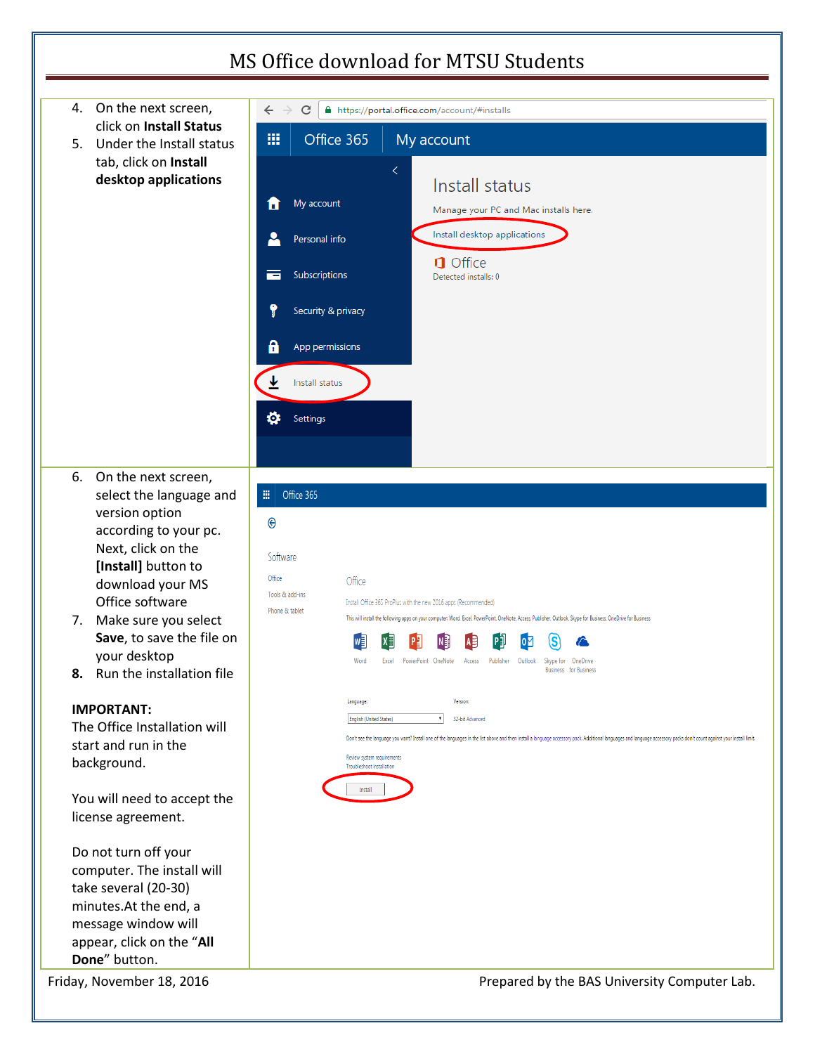# MS Office download for MTSU Students

4. On the next screen, click on **Install Status**
5. Under the Install status tab, click on **Install desktop applications**

6. On the next screen, select the language and version option according to your pc. Next, click on the **[Install]** button to download your MS Office software
7. Make sure you select **Save**, to save the file on your desktop
8. **Run the installation file**

**IMPORTANT:**
The Office Installation will start and run in the background.

You will need to accept the license agreement.

Do not turn off your computer. The install will take several (20-30) minutes.At the end, a message window will appear, click on the "**All Done**" button.

Friday, November 18, 2016 Prepared by the BAS University Computer Lab.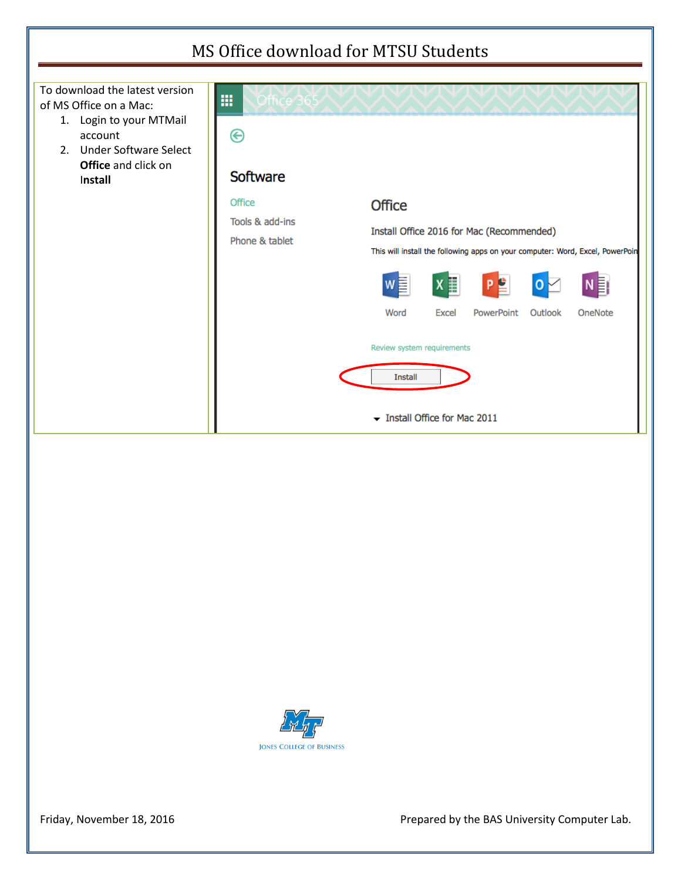# MS Office download for MTSU Students

To download the latest version of MS Office on a Mac:

1. Login to your MTMail account
2. Under Software Select **Office** and click on **Install**

Office 365

Software

Office

Tools & add-ins

Phone & tablet

Office

Install Office 2016 for Mac (Recommended)

This will install the following apps on your computer: Word, Excel, PowerPoin

Word Excel PowerPoint Outlook OneNote

Review system requirements

Install

Install Office for Mac 2011

Jones College of Business

Friday, November 18, 2016

Prepared by the BAS University Computer Lab.